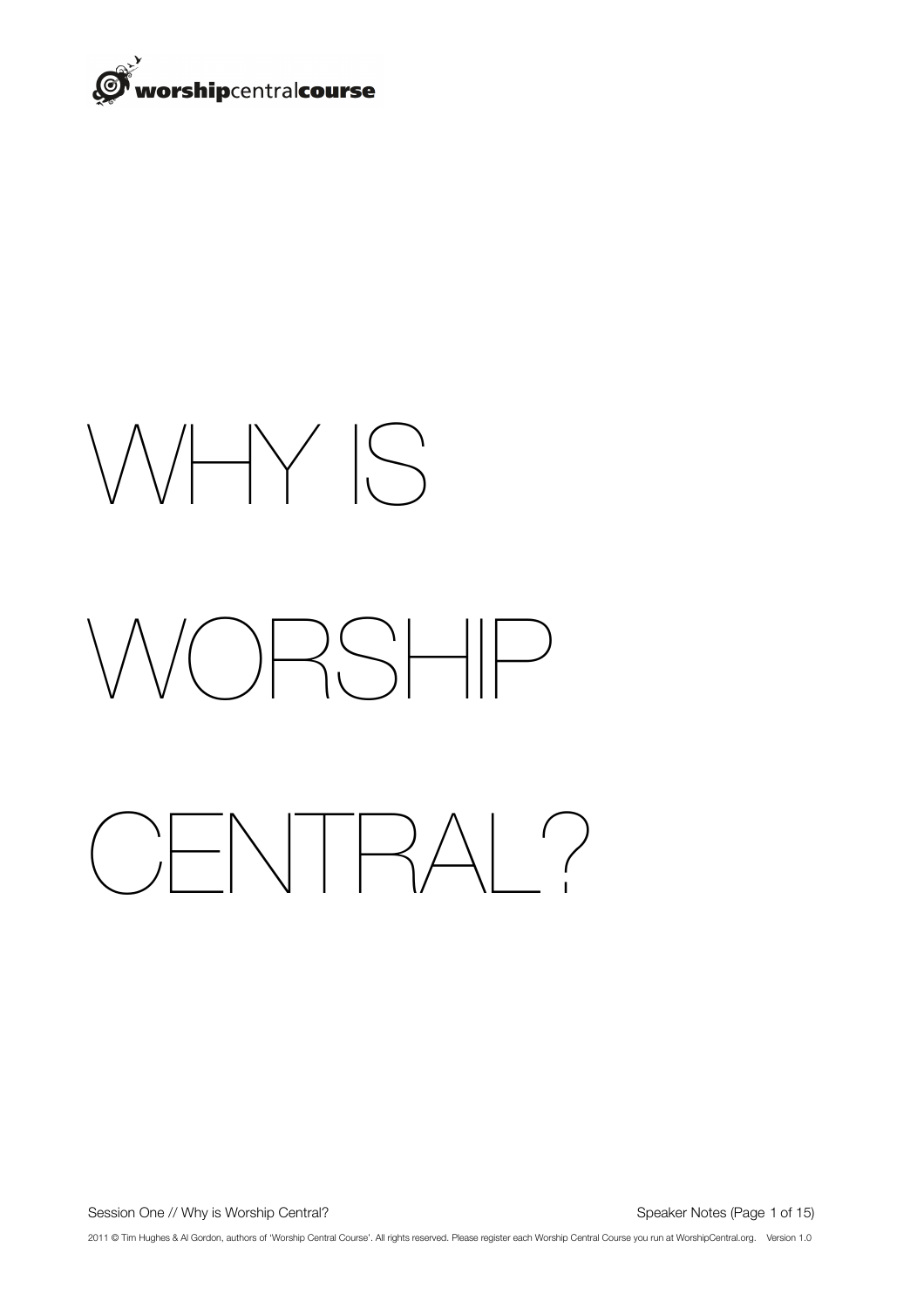# WHY IS WORSHIP CENTRAL?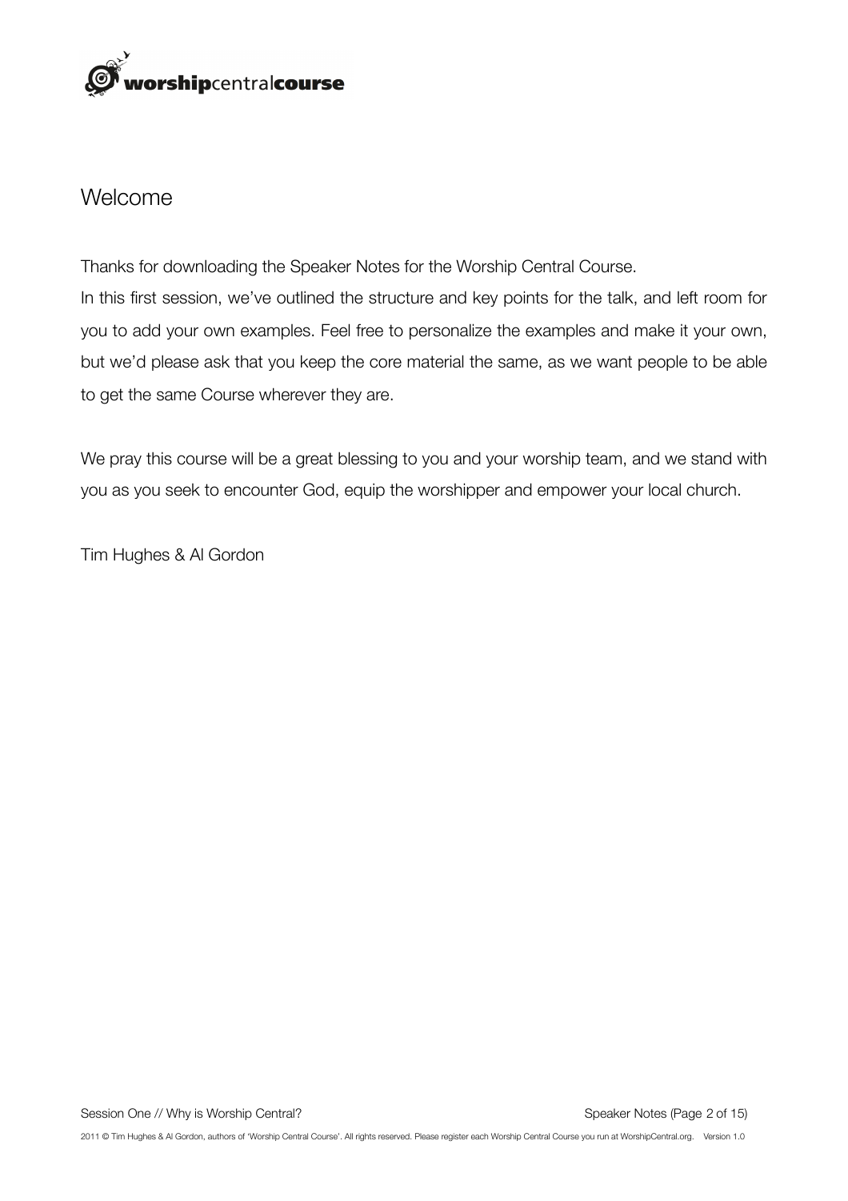# Welcome

Thanks for downloading the Speaker Notes for the Worship Central Course.
In this first session, we've outlined the structure and key points for the talk, and left room for you to add your own examples. Feel free to personalize the examples and make it your own, but we'd please ask that you keep the core material the same, as we want people to be able to get the same Course wherever they are.

We pray this course will be a great blessing to you and your worship team, and we stand with you as you seek to encounter God, equip the worshipper and empower your local church.

Tim Hughes & Al Gordon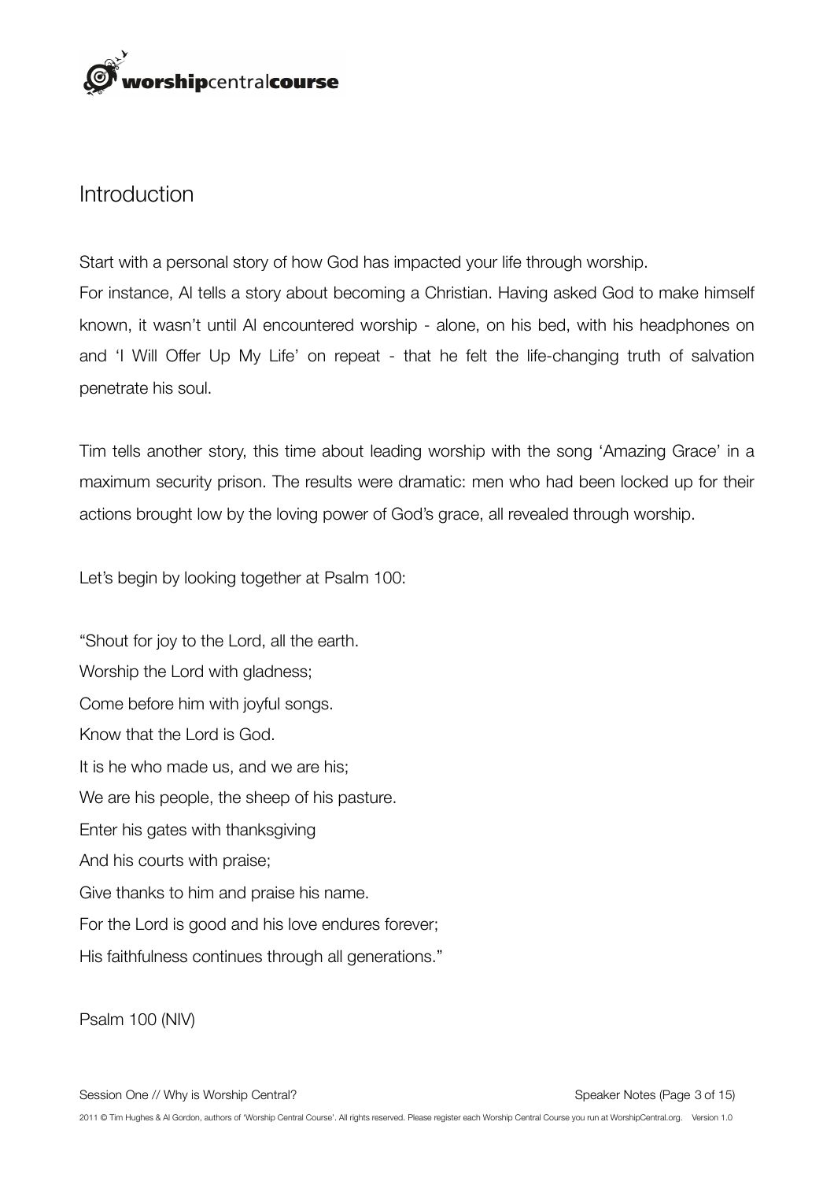## Introduction

Start with a personal story of how God has impacted your life through worship.
For instance, Al tells a story about becoming a Christian. Having asked God to make himself known, it wasn't until Al encountered worship - alone, on his bed, with his headphones on and 'I Will Offer Up My Life' on repeat - that he felt the life-changing truth of salvation penetrate his soul.

Tim tells another story, this time about leading worship with the song 'Amazing Grace' in a maximum security prison. The results were dramatic: men who had been locked up for their actions brought low by the loving power of God's grace, all revealed through worship.

Let's begin by looking together at Psalm 100:

"Shout for joy to the Lord, all the earth.
Worship the Lord with gladness;
Come before him with joyful songs.
Know that the Lord is God.
It is he who made us, and we are his;
We are his people, the sheep of his pasture.
Enter his gates with thanksgiving
And his courts with praise;
Give thanks to him and praise his name.
For the Lord is good and his love endures forever;
His faithfulness continues through all generations."

Psalm 100 (NIV)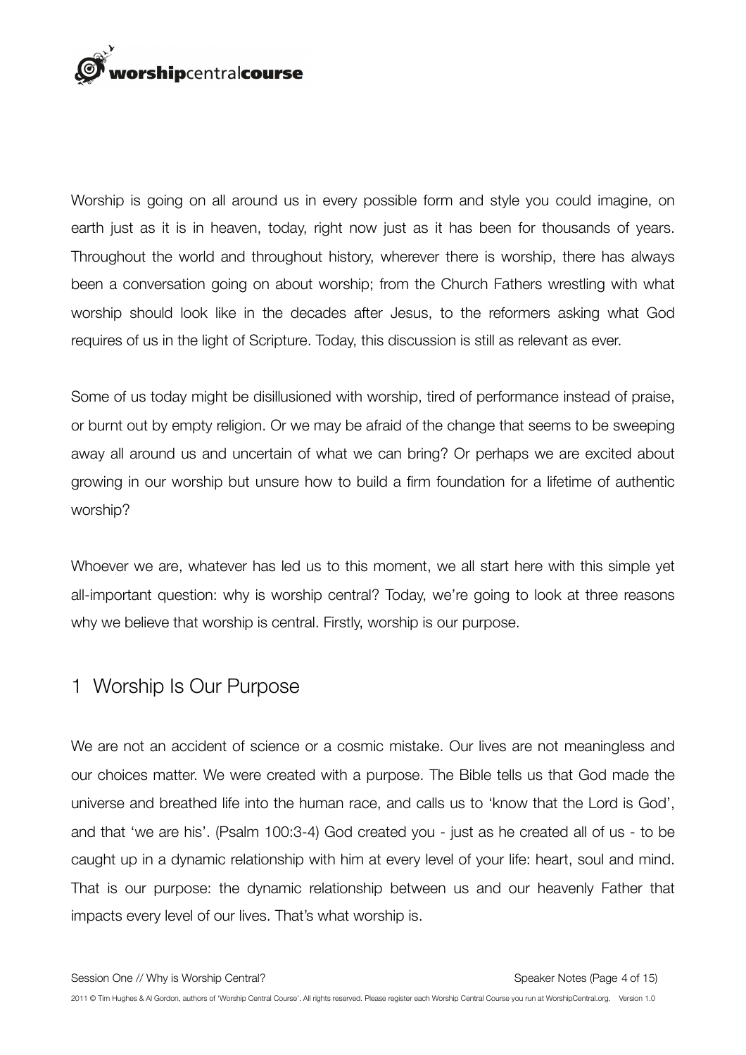Worship is going on all around us in every possible form and style you could imagine, on earth just as it is in heaven, today, right now just as it has been for thousands of years. Throughout the world and throughout history, wherever there is worship, there has always been a conversation going on about worship; from the Church Fathers wrestling with what worship should look like in the decades after Jesus, to the reformers asking what God requires of us in the light of Scripture. Today, this discussion is still as relevant as ever.

Some of us today might be disillusioned with worship, tired of performance instead of praise, or burnt out by empty religion. Or we may be afraid of the change that seems to be sweeping away all around us and uncertain of what we can bring? Or perhaps we are excited about growing in our worship but unsure how to build a firm foundation for a lifetime of authentic worship?

Whoever we are, whatever has led us to this moment, we all start here with this simple yet all-important question: why is worship central? Today, we're going to look at three reasons why we believe that worship is central. Firstly, worship is our purpose.

## 1 Worship Is Our Purpose

We are not an accident of science or a cosmic mistake. Our lives are not meaningless and our choices matter. We were created with a purpose. The Bible tells us that God made the universe and breathed life into the human race, and calls us to 'know that the Lord is God', and that 'we are his'. (Psalm 100:3-4) God created you - just as he created all of us - to be caught up in a dynamic relationship with him at every level of your life: heart, soul and mind. That is our purpose: the dynamic relationship between us and our heavenly Father that impacts every level of our lives. That's what worship is.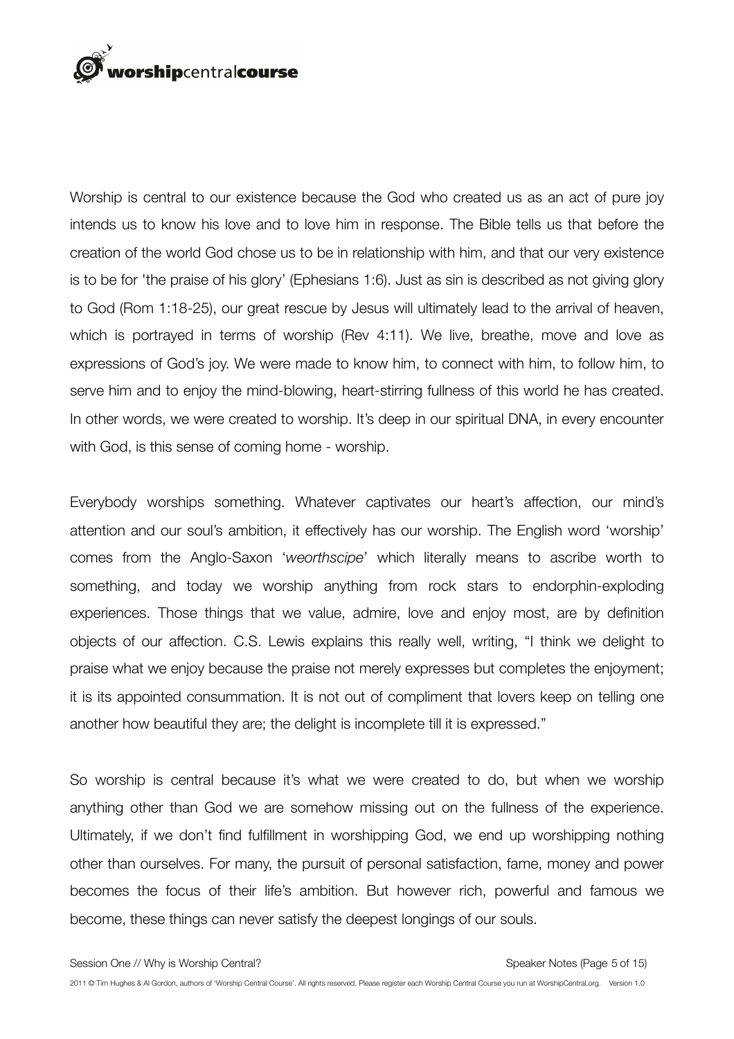Worship is central to our existence because the God who created us as an act of pure joy intends us to know his love and to love him in response. The Bible tells us that before the creation of the world God chose us to be in relationship with him, and that our very existence is to be for 'the praise of his glory' (Ephesians 1:6). Just as sin is described as not giving glory to God (Rom 1:18-25), our great rescue by Jesus will ultimately lead to the arrival of heaven, which is portrayed in terms of worship (Rev 4:11). We live, breathe, move and love as expressions of God's joy. We were made to know him, to connect with him, to follow him, to serve him and to enjoy the mind-blowing, heart-stirring fullness of this world he has created. In other words, we were created to worship. It's deep in our spiritual DNA, in every encounter with God, is this sense of coming home - worship.

Everybody worships something. Whatever captivates our heart's affection, our mind's attention and our soul's ambition, it effectively has our worship. The English word 'worship' comes from the Anglo-Saxon '*weorthscipe*' which literally means to ascribe worth to something, and today we worship anything from rock stars to endorphin-exploding experiences. Those things that we value, admire, love and enjoy most, are by definition objects of our affection. C.S. Lewis explains this really well, writing, "I think we delight to praise what we enjoy because the praise not merely expresses but completes the enjoyment; it is its appointed consummation. It is not out of compliment that lovers keep on telling one another how beautiful they are; the delight is incomplete till it is expressed."

So worship is central because it's what we were created to do, but when we worship anything other than God we are somehow missing out on the fullness of the experience. Ultimately, if we don't find fulfillment in worshipping God, we end up worshipping nothing other than ourselves. For many, the pursuit of personal satisfaction, fame, money and power becomes the focus of their life's ambition. But however rich, powerful and famous we become, these things can never satisfy the deepest longings of our souls.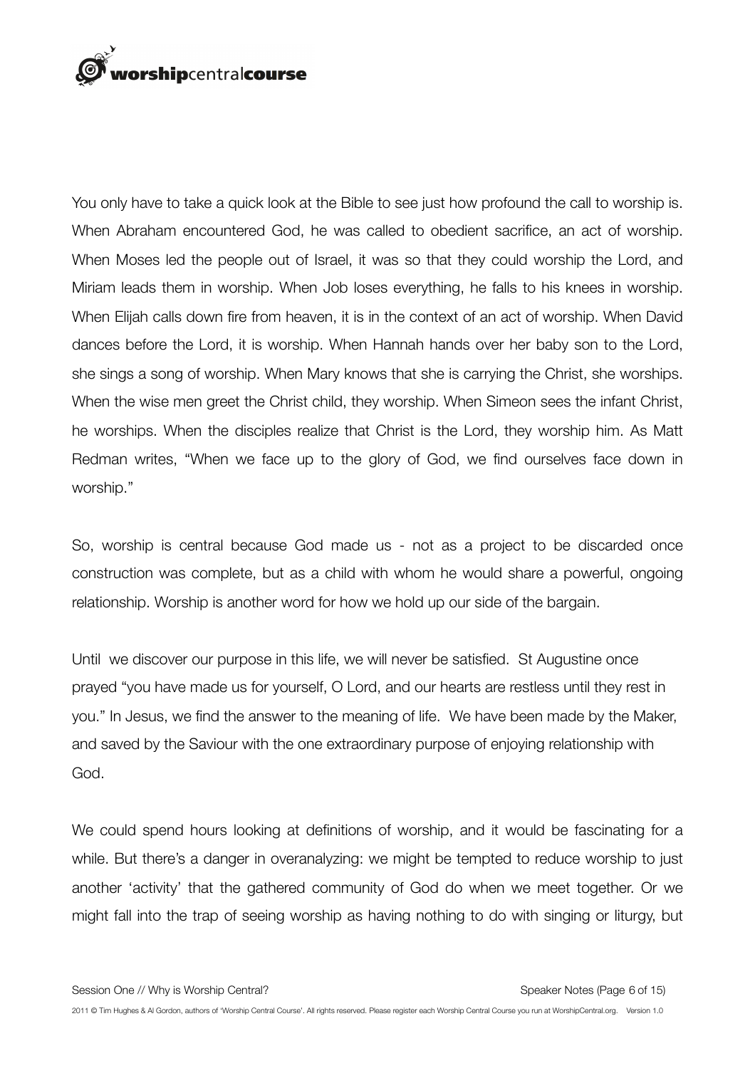You only have to take a quick look at the Bible to see just how profound the call to worship is. When Abraham encountered God, he was called to obedient sacrifice, an act of worship. When Moses led the people out of Israel, it was so that they could worship the Lord, and Miriam leads them in worship. When Job loses everything, he falls to his knees in worship. When Elijah calls down fire from heaven, it is in the context of an act of worship. When David dances before the Lord, it is worship. When Hannah hands over her baby son to the Lord, she sings a song of worship. When Mary knows that she is carrying the Christ, she worships. When the wise men greet the Christ child, they worship. When Simeon sees the infant Christ, he worships. When the disciples realize that Christ is the Lord, they worship him. As Matt Redman writes, "When we face up to the glory of God, we find ourselves face down in worship."

So, worship is central because God made us - not as a project to be discarded once construction was complete, but as a child with whom he would share a powerful, ongoing relationship. Worship is another word for how we hold up our side of the bargain.

Until we discover our purpose in this life, we will never be satisfied. St Augustine once prayed "you have made us for yourself, O Lord, and our hearts are restless until they rest in you." In Jesus, we find the answer to the meaning of life. We have been made by the Maker, and saved by the Saviour with the one extraordinary purpose of enjoying relationship with God.

We could spend hours looking at definitions of worship, and it would be fascinating for a while. But there's a danger in overanalyzing: we might be tempted to reduce worship to just another 'activity' that the gathered community of God do when we meet together. Or we might fall into the trap of seeing worship as having nothing to do with singing or liturgy, but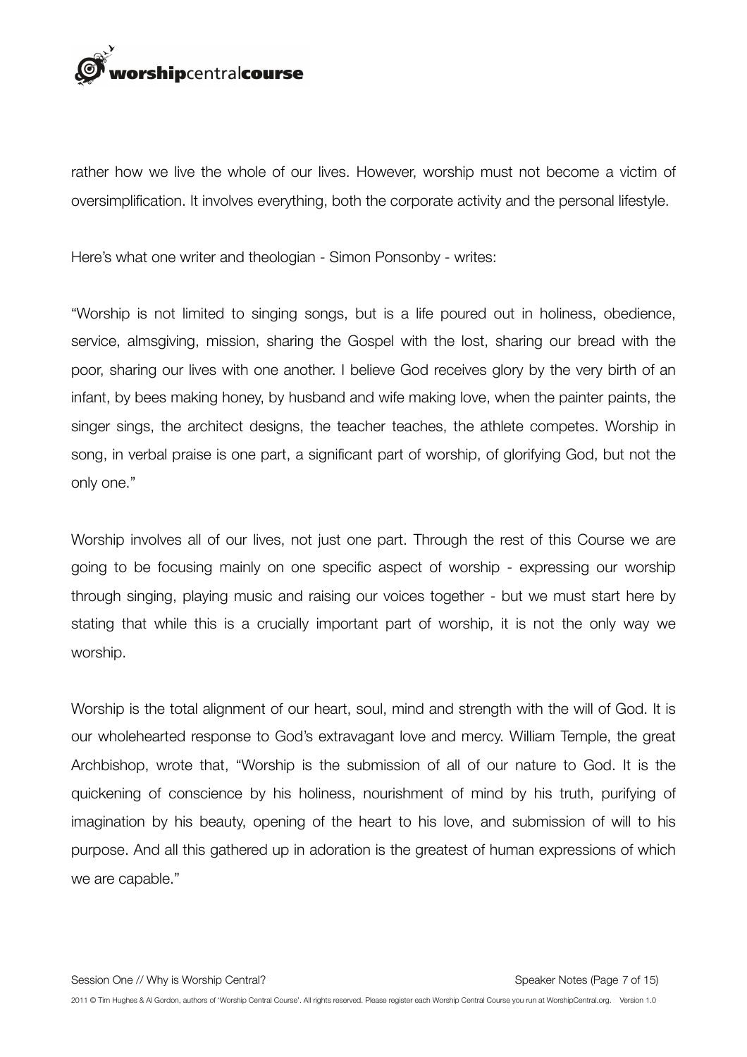rather how we live the whole of our lives. However, worship must not become a victim of oversimplification. It involves everything, both the corporate activity and the personal lifestyle.

Here's what one writer and theologian - Simon Ponsonby - writes:

"Worship is not limited to singing songs, but is a life poured out in holiness, obedience, service, almsgiving, mission, sharing the Gospel with the lost, sharing our bread with the poor, sharing our lives with one another. I believe God receives glory by the very birth of an infant, by bees making honey, by husband and wife making love, when the painter paints, the singer sings, the architect designs, the teacher teaches, the athlete competes. Worship in song, in verbal praise is one part, a significant part of worship, of glorifying God, but not the only one."

Worship involves all of our lives, not just one part. Through the rest of this Course we are going to be focusing mainly on one specific aspect of worship - expressing our worship through singing, playing music and raising our voices together - but we must start here by stating that while this is a crucially important part of worship, it is not the only way we worship.

Worship is the total alignment of our heart, soul, mind and strength with the will of God. It is our wholehearted response to God's extravagant love and mercy. William Temple, the great Archbishop, wrote that, "Worship is the submission of all of our nature to God. It is the quickening of conscience by his holiness, nourishment of mind by his truth, purifying of imagination by his beauty, opening of the heart to his love, and submission of will to his purpose. And all this gathered up in adoration is the greatest of human expressions of which we are capable."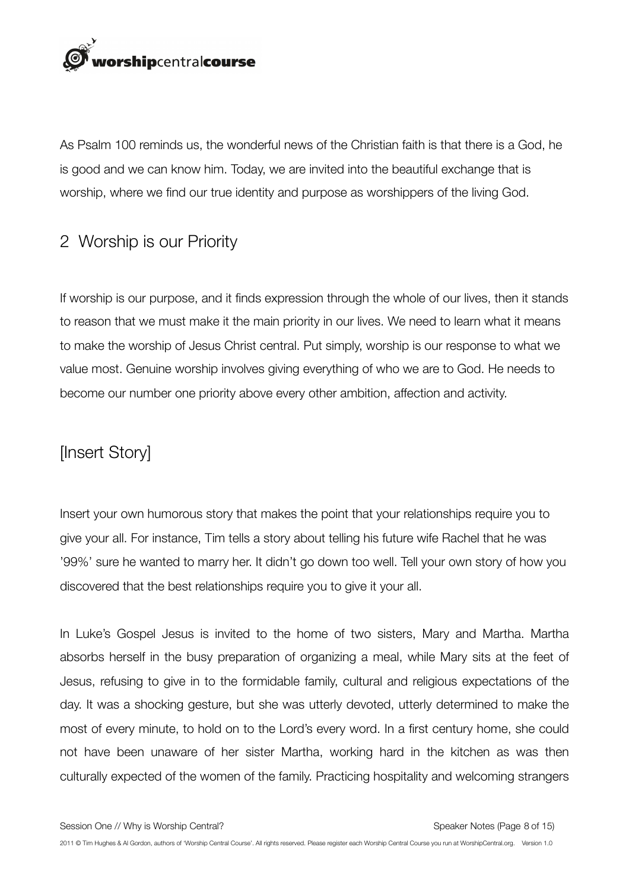As Psalm 100 reminds us, the wonderful news of the Christian faith is that there is a God, he is good and we can know him. Today, we are invited into the beautiful exchange that is worship, where we find our true identity and purpose as worshippers of the living God.

## 2 Worship is our Priority

If worship is our purpose, and it finds expression through the whole of our lives, then it stands to reason that we must make it the main priority in our lives. We need to learn what it means to make the worship of Jesus Christ central. Put simply, worship is our response to what we value most. Genuine worship involves giving everything of who we are to God. He needs to become our number one priority above every other ambition, affection and activity.

## [Insert Story]

Insert your own humorous story that makes the point that your relationships require you to give your all. For instance, Tim tells a story about telling his future wife Rachel that he was '99%' sure he wanted to marry her. It didn't go down too well. Tell your own story of how you discovered that the best relationships require you to give it your all.

In Luke's Gospel Jesus is invited to the home of two sisters, Mary and Martha. Martha absorbs herself in the busy preparation of organizing a meal, while Mary sits at the feet of Jesus, refusing to give in to the formidable family, cultural and religious expectations of the day. It was a shocking gesture, but she was utterly devoted, utterly determined to make the most of every minute, to hold on to the Lord's every word. In a first century home, she could not have been unaware of her sister Martha, working hard in the kitchen as was then culturally expected of the women of the family. Practicing hospitality and welcoming strangers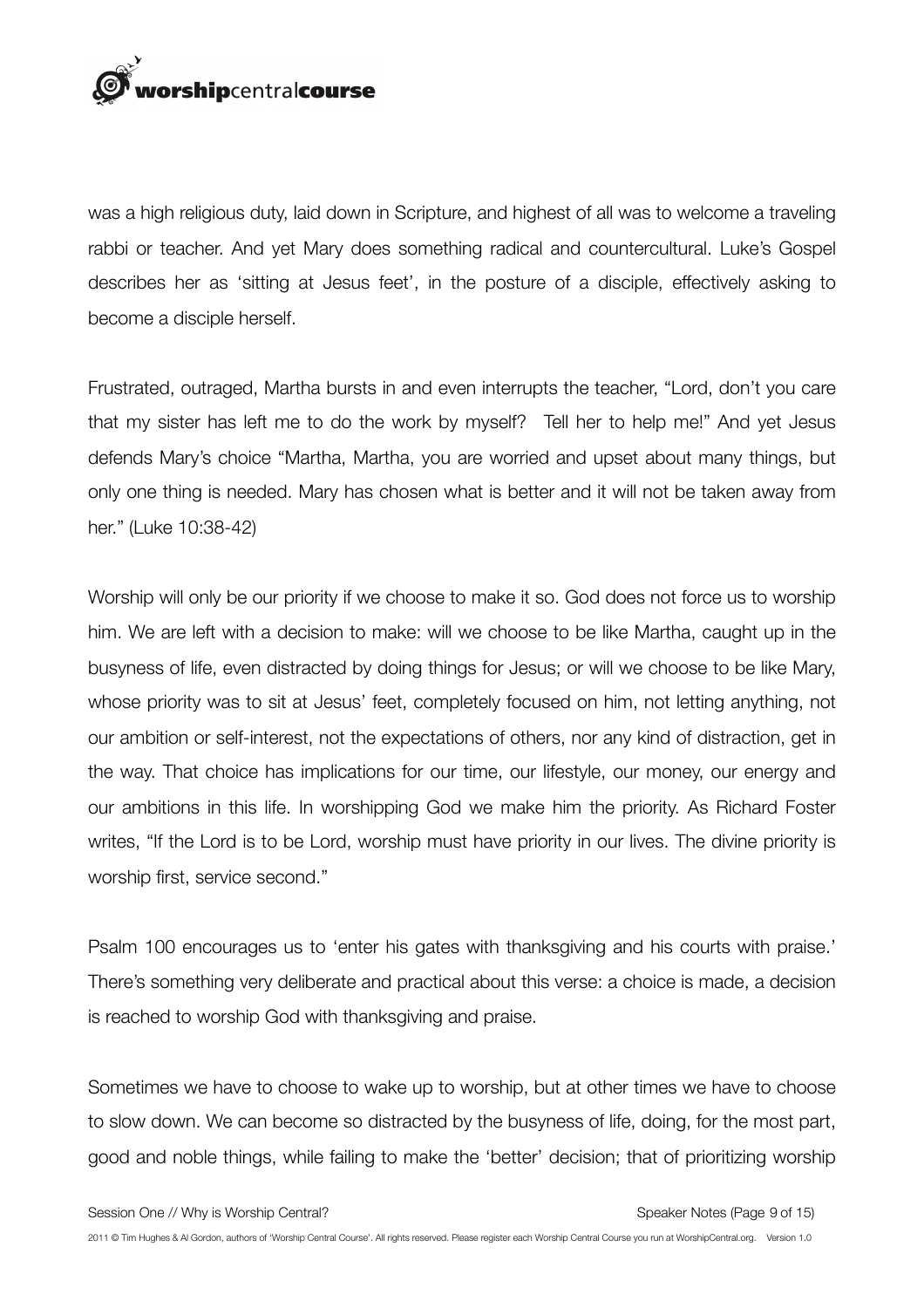was a high religious duty, laid down in Scripture, and highest of all was to welcome a traveling rabbi or teacher. And yet Mary does something radical and countercultural. Luke's Gospel describes her as 'sitting at Jesus feet', in the posture of a disciple, effectively asking to become a disciple herself.

Frustrated, outraged, Martha bursts in and even interrupts the teacher, "Lord, don't you care that my sister has left me to do the work by myself? Tell her to help me!" And yet Jesus defends Mary's choice "Martha, Martha, you are worried and upset about many things, but only one thing is needed. Mary has chosen what is better and it will not be taken away from her." (Luke 10:38-42)

Worship will only be our priority if we choose to make it so. God does not force us to worship him. We are left with a decision to make: will we choose to be like Martha, caught up in the busyness of life, even distracted by doing things for Jesus; or will we choose to be like Mary, whose priority was to sit at Jesus' feet, completely focused on him, not letting anything, not our ambition or self-interest, not the expectations of others, nor any kind of distraction, get in the way. That choice has implications for our time, our lifestyle, our money, our energy and our ambitions in this life. In worshipping God we make him the priority. As Richard Foster writes, "If the Lord is to be Lord, worship must have priority in our lives. The divine priority is worship first, service second."

Psalm 100 encourages us to 'enter his gates with thanksgiving and his courts with praise.' There's something very deliberate and practical about this verse: a choice is made, a decision is reached to worship God with thanksgiving and praise.

Sometimes we have to choose to wake up to worship, but at other times we have to choose to slow down. We can become so distracted by the busyness of life, doing, for the most part, good and noble things, while failing to make the 'better' decision; that of prioritizing worship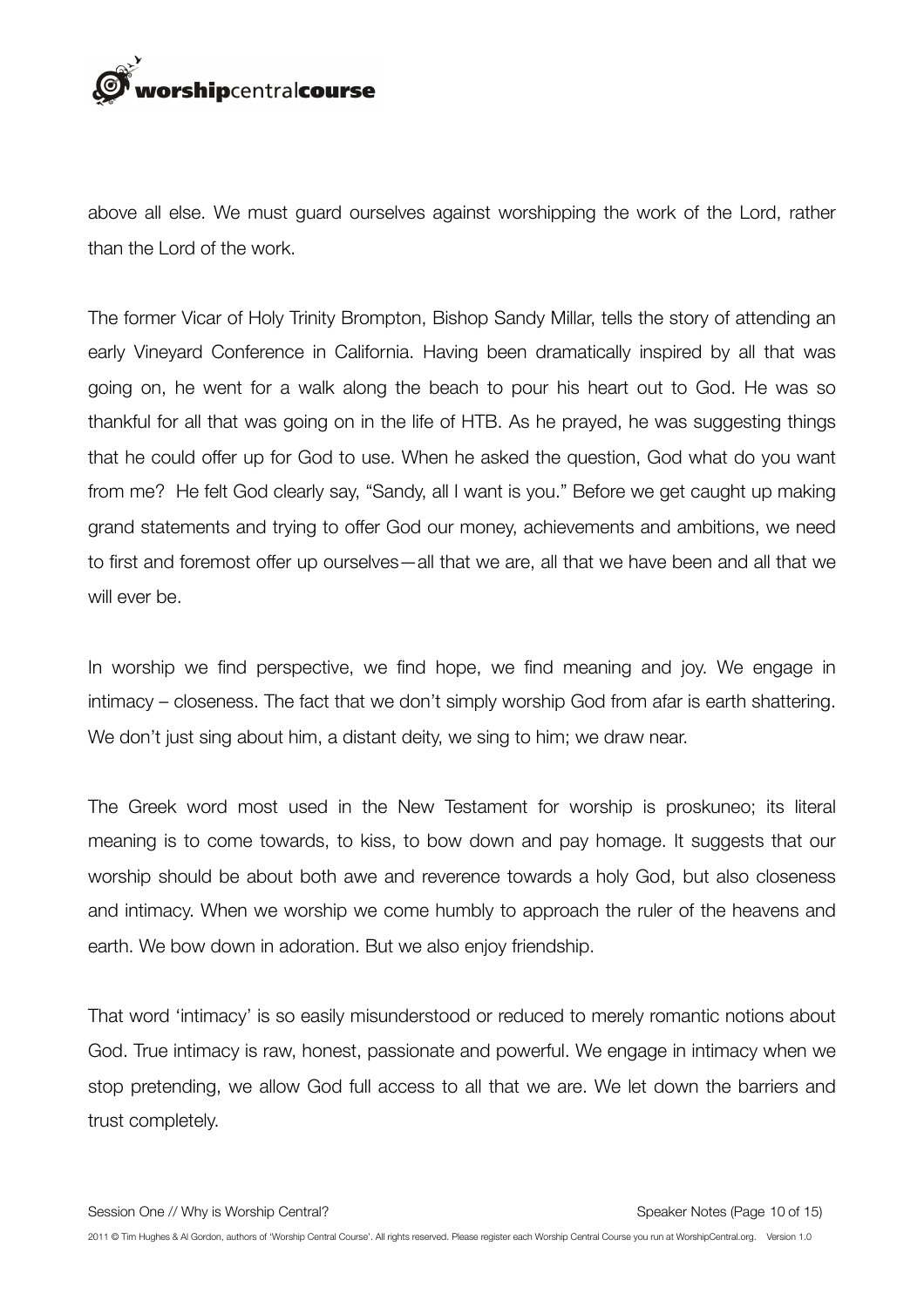above all else. We must guard ourselves against worshipping the work of the Lord, rather than the Lord of the work.

The former Vicar of Holy Trinity Brompton, Bishop Sandy Millar, tells the story of attending an early Vineyard Conference in California. Having been dramatically inspired by all that was going on, he went for a walk along the beach to pour his heart out to God. He was so thankful for all that was going on in the life of HTB. As he prayed, he was suggesting things that he could offer up for God to use. When he asked the question, God what do you want from me? He felt God clearly say, "Sandy, all I want is you." Before we get caught up making grand statements and trying to offer God our money, achievements and ambitions, we need to first and foremost offer up ourselves—all that we are, all that we have been and all that we will ever be.

In worship we find perspective, we find hope, we find meaning and joy. We engage in intimacy – closeness. The fact that we don't simply worship God from afar is earth shattering. We don't just sing about him, a distant deity, we sing to him; we draw near.

The Greek word most used in the New Testament for worship is proskuneo; its literal meaning is to come towards, to kiss, to bow down and pay homage. It suggests that our worship should be about both awe and reverence towards a holy God, but also closeness and intimacy. When we worship we come humbly to approach the ruler of the heavens and earth. We bow down in adoration. But we also enjoy friendship.

That word 'intimacy' is so easily misunderstood or reduced to merely romantic notions about God. True intimacy is raw, honest, passionate and powerful. We engage in intimacy when we stop pretending, we allow God full access to all that we are. We let down the barriers and trust completely.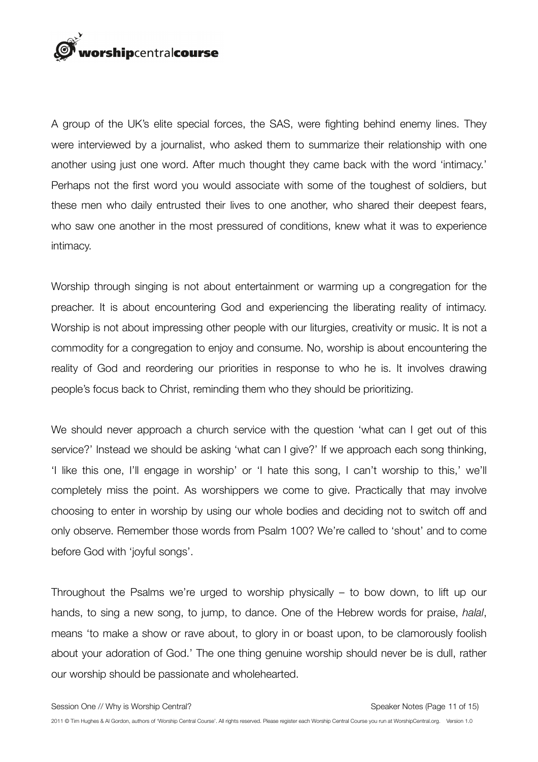A group of the UK's elite special forces, the SAS, were fighting behind enemy lines. They were interviewed by a journalist, who asked them to summarize their relationship with one another using just one word. After much thought they came back with the word 'intimacy.' Perhaps not the first word you would associate with some of the toughest of soldiers, but these men who daily entrusted their lives to one another, who shared their deepest fears, who saw one another in the most pressured of conditions, knew what it was to experience intimacy.

Worship through singing is not about entertainment or warming up a congregation for the preacher. It is about encountering God and experiencing the liberating reality of intimacy. Worship is not about impressing other people with our liturgies, creativity or music. It is not a commodity for a congregation to enjoy and consume. No, worship is about encountering the reality of God and reordering our priorities in response to who he is. It involves drawing people's focus back to Christ, reminding them who they should be prioritizing.

We should never approach a church service with the question 'what can I get out of this service?' Instead we should be asking 'what can I give?' If we approach each song thinking, 'I like this one, I'll engage in worship' or 'I hate this song, I can't worship to this,' we'll completely miss the point. As worshippers we come to give. Practically that may involve choosing to enter in worship by using our whole bodies and deciding not to switch off and only observe. Remember those words from Psalm 100? We're called to 'shout' and to come before God with 'joyful songs'.

Throughout the Psalms we're urged to worship physically – to bow down, to lift up our hands, to sing a new song, to jump, to dance. One of the Hebrew words for praise, *halal*, means 'to make a show or rave about, to glory in or boast upon, to be clamorously foolish about your adoration of God.' The one thing genuine worship should never be is dull, rather our worship should be passionate and wholehearted.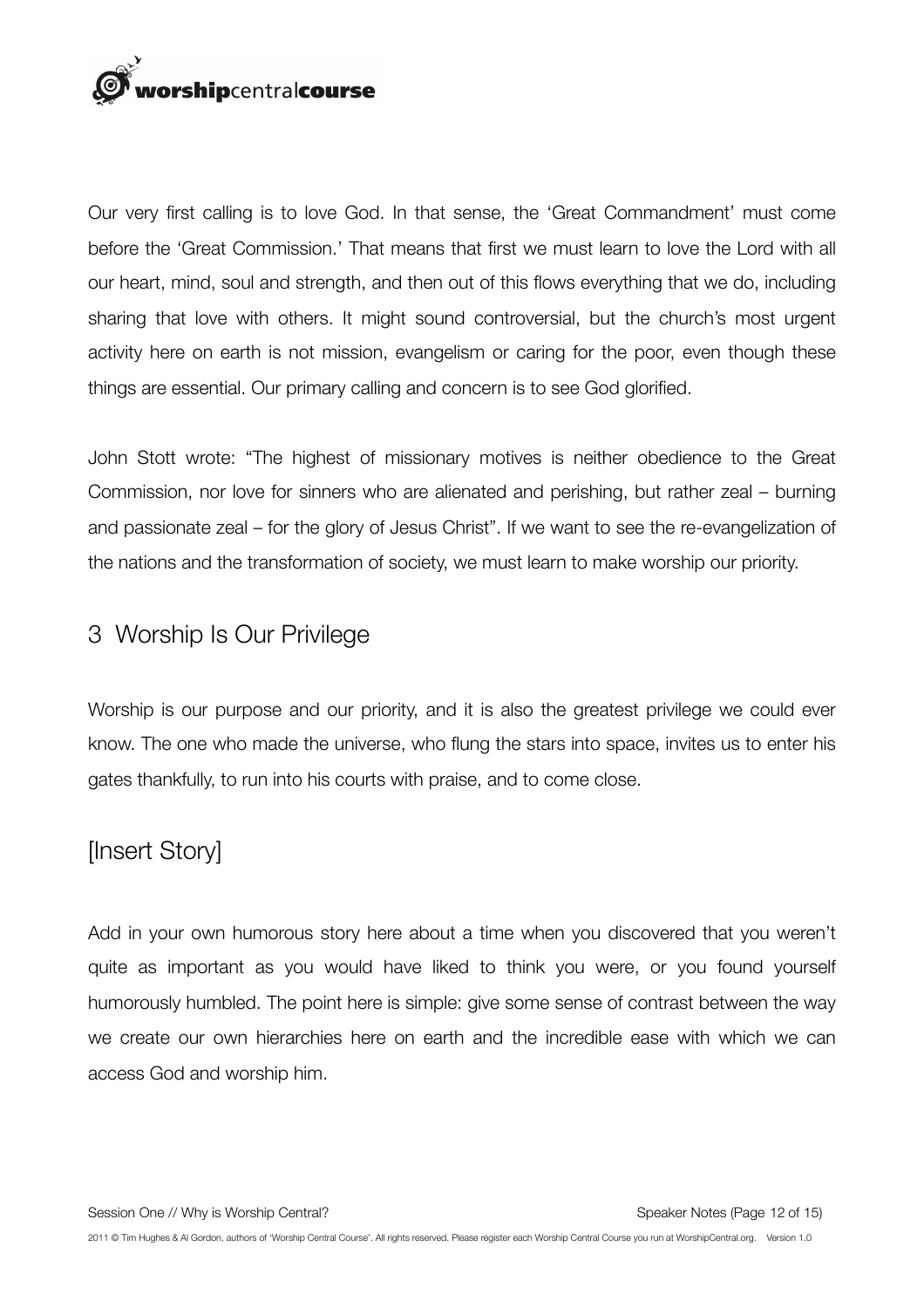Our very first calling is to love God. In that sense, the 'Great Commandment' must come before the 'Great Commission.' That means that first we must learn to love the Lord with all our heart, mind, soul and strength, and then out of this flows everything that we do, including sharing that love with others. It might sound controversial, but the church's most urgent activity here on earth is not mission, evangelism or caring for the poor, even though these things are essential. Our primary calling and concern is to see God glorified.

John Stott wrote: "The highest of missionary motives is neither obedience to the Great Commission, nor love for sinners who are alienated and perishing, but rather zeal – burning and passionate zeal – for the glory of Jesus Christ". If we want to see the re-evangelization of the nations and the transformation of society, we must learn to make worship our priority.

## 3 Worship Is Our Privilege

Worship is our purpose and our priority, and it is also the greatest privilege we could ever know. The one who made the universe, who flung the stars into space, invites us to enter his gates thankfully, to run into his courts with praise, and to come close.

## [Insert Story]

Add in your own humorous story here about a time when you discovered that you weren't quite as important as you would have liked to think you were, or you found yourself humorously humbled. The point here is simple: give some sense of contrast between the way we create our own hierarchies here on earth and the incredible ease with which we can access God and worship him.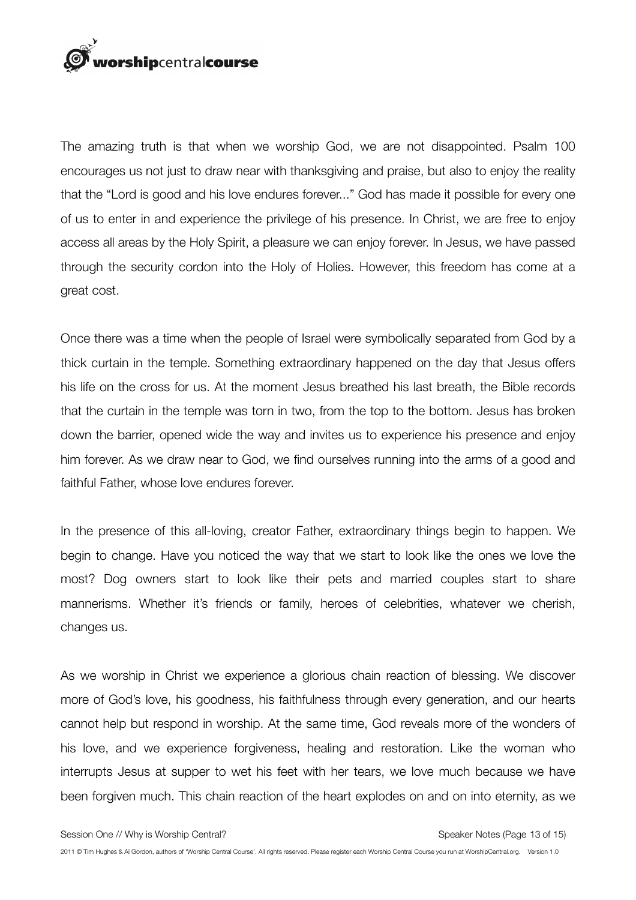The amazing truth is that when we worship God, we are not disappointed. Psalm 100 encourages us not just to draw near with thanksgiving and praise, but also to enjoy the reality that the "Lord is good and his love endures forever..." God has made it possible for every one of us to enter in and experience the privilege of his presence. In Christ, we are free to enjoy access all areas by the Holy Spirit, a pleasure we can enjoy forever. In Jesus, we have passed through the security cordon into the Holy of Holies. However, this freedom has come at a great cost.

Once there was a time when the people of Israel were symbolically separated from God by a thick curtain in the temple. Something extraordinary happened on the day that Jesus offers his life on the cross for us. At the moment Jesus breathed his last breath, the Bible records that the curtain in the temple was torn in two, from the top to the bottom. Jesus has broken down the barrier, opened wide the way and invites us to experience his presence and enjoy him forever. As we draw near to God, we find ourselves running into the arms of a good and faithful Father, whose love endures forever.

In the presence of this all-loving, creator Father, extraordinary things begin to happen. We begin to change. Have you noticed the way that we start to look like the ones we love the most? Dog owners start to look like their pets and married couples start to share mannerisms. Whether it's friends or family, heroes of celebrities, whatever we cherish, changes us.

As we worship in Christ we experience a glorious chain reaction of blessing. We discover more of God's love, his goodness, his faithfulness through every generation, and our hearts cannot help but respond in worship. At the same time, God reveals more of the wonders of his love, and we experience forgiveness, healing and restoration. Like the woman who interrupts Jesus at supper to wet his feet with her tears, we love much because we have been forgiven much. This chain reaction of the heart explodes on and on into eternity, as we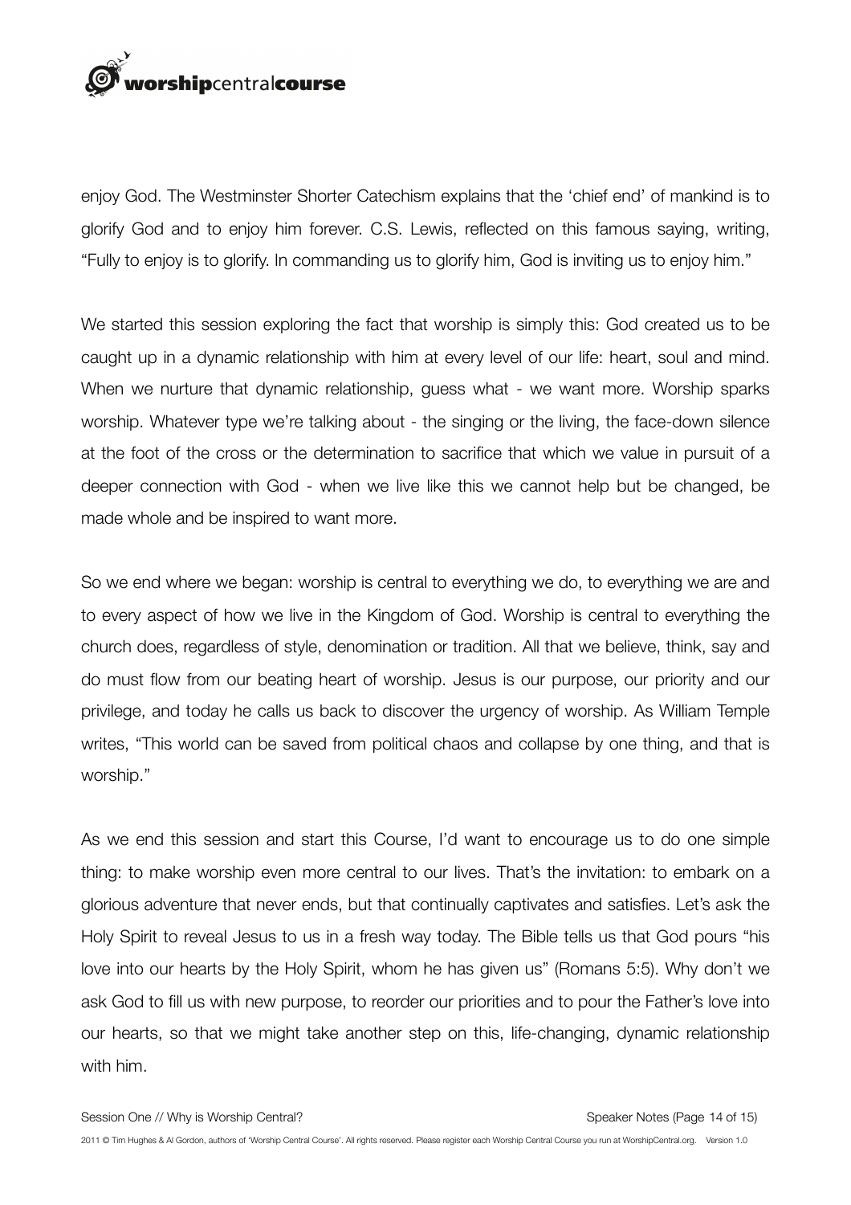enjoy God. The Westminster Shorter Catechism explains that the 'chief end' of mankind is to glorify God and to enjoy him forever. C.S. Lewis, reflected on this famous saying, writing, "Fully to enjoy is to glorify. In commanding us to glorify him, God is inviting us to enjoy him."

We started this session exploring the fact that worship is simply this: God created us to be caught up in a dynamic relationship with him at every level of our life: heart, soul and mind. When we nurture that dynamic relationship, guess what - we want more. Worship sparks worship. Whatever type we're talking about - the singing or the living, the face-down silence at the foot of the cross or the determination to sacrifice that which we value in pursuit of a deeper connection with God - when we live like this we cannot help but be changed, be made whole and be inspired to want more.

So we end where we began: worship is central to everything we do, to everything we are and to every aspect of how we live in the Kingdom of God. Worship is central to everything the church does, regardless of style, denomination or tradition. All that we believe, think, say and do must flow from our beating heart of worship. Jesus is our purpose, our priority and our privilege, and today he calls us back to discover the urgency of worship. As William Temple writes, "This world can be saved from political chaos and collapse by one thing, and that is worship."

As we end this session and start this Course, I'd want to encourage us to do one simple thing: to make worship even more central to our lives. That's the invitation: to embark on a glorious adventure that never ends, but that continually captivates and satisfies. Let's ask the Holy Spirit to reveal Jesus to us in a fresh way today. The Bible tells us that God pours "his love into our hearts by the Holy Spirit, whom he has given us" (Romans 5:5). Why don't we ask God to fill us with new purpose, to reorder our priorities and to pour the Father's love into our hearts, so that we might take another step on this, life-changing, dynamic relationship with him.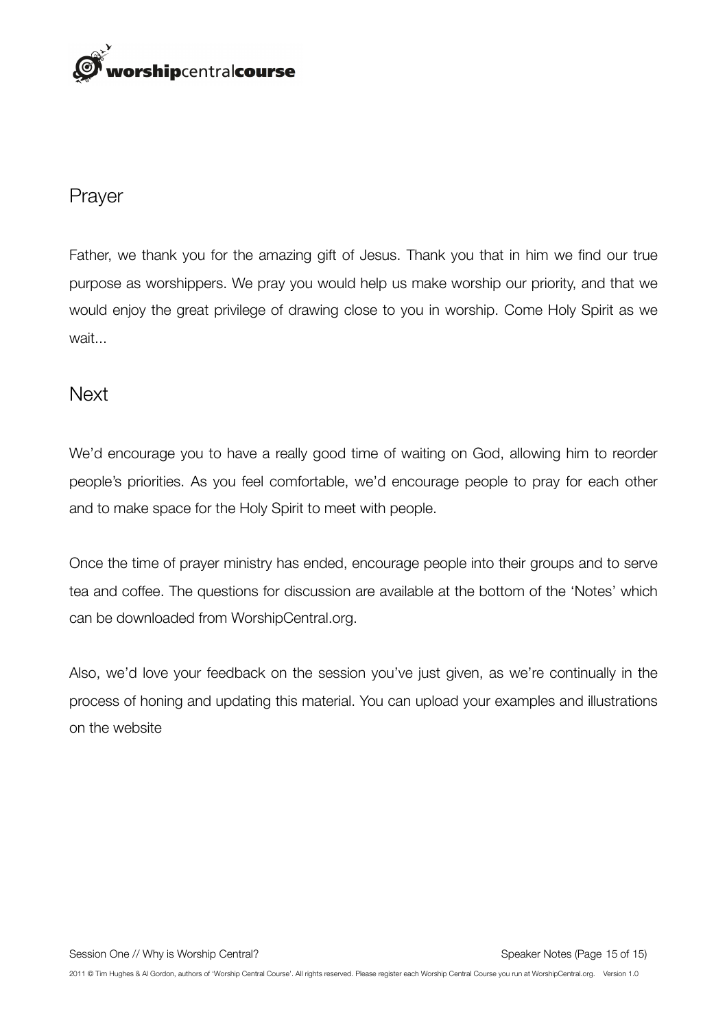## Prayer

Father, we thank you for the amazing gift of Jesus. Thank you that in him we find our true purpose as worshippers. We pray you would help us make worship our priority, and that we would enjoy the great privilege of drawing close to you in worship. Come Holy Spirit as we wait...

## Next

We'd encourage you to have a really good time of waiting on God, allowing him to reorder people's priorities. As you feel comfortable, we'd encourage people to pray for each other and to make space for the Holy Spirit to meet with people.

Once the time of prayer ministry has ended, encourage people into their groups and to serve tea and coffee. The questions for discussion are available at the bottom of the 'Notes' which can be downloaded from WorshipCentral.org.

Also, we'd love your feedback on the session you've just given, as we're continually in the process of honing and updating this material. You can upload your examples and illustrations on the website